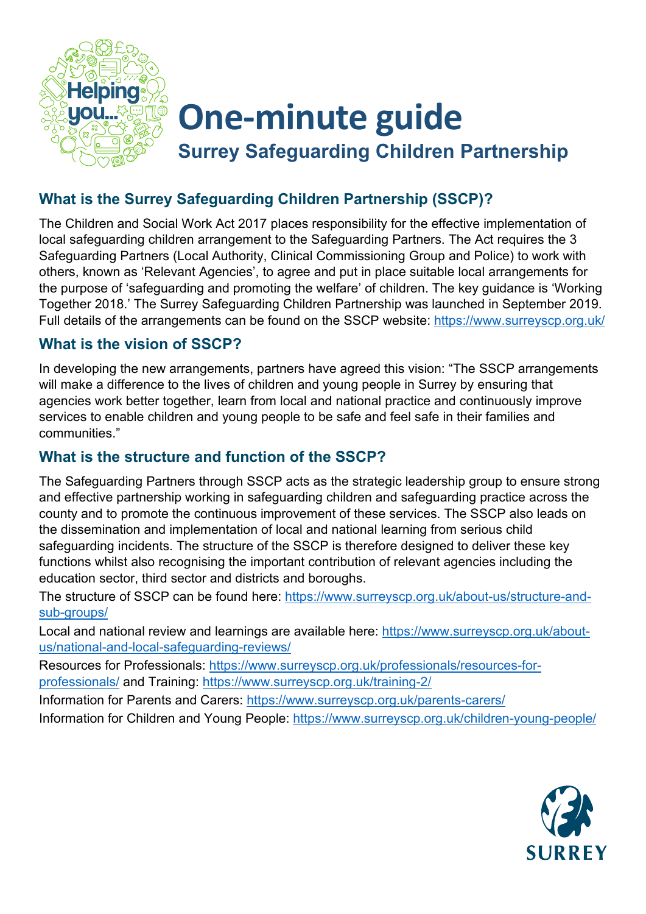# One-minute guide

## Surrey Safeguarding Children Partnership

### What is the Surrey Safeguarding Children Partnership (SSCP)?

The Children and Social Work Act 2017 places responsibility for the effective implementation of local safeguarding children arrangement to the Safeguarding Partners. The Act requires the 3 Safeguarding Partners (Local Authority, Clinical Commissioning Group and Police) to work with others, known as 'Relevant Agencies', to agree and put in place suitable local arrangements for the purpose of 'safeguarding and promoting the welfare' of children. The key guidance is 'Working Together 2018.' The Surrey Safeguarding Children Partnership was launched in September 2019. Full details of the arrangements can be found on the SSCP website: https://www.surreyscp.org.uk/

### What is the vision of SSCP?

In developing the new arrangements, partners have agreed this vision: "The SSCP arrangements will make a difference to the lives of children and young people in Surrey by ensuring that agencies work better together, learn from local and national practice and continuously improve services to enable children and young people to be safe and feel safe in their families and communities."

### What is the structure and function of the SSCP?

The Safeguarding Partners through SSCP acts as the strategic leadership group to ensure strong and effective partnership working in safeguarding children and safeguarding practice across the county and to promote the continuous improvement of these services. The SSCP also leads on the dissemination and implementation of local and national learning from serious child safeguarding incidents. The structure of the SSCP is therefore designed to deliver these key functions whilst also recognising the important contribution of relevant agencies including the education sector, third sector and districts and boroughs.

The structure of SSCP can be found here: https://www.surreyscp.org.uk/about-us/structure-and-sub-groups/

Local and national review and learnings are available here: https://www.surreyscp.org.uk/about-us/national-and-local-safeguarding-reviews/

Resources for Professionals: https://www.surreyscp.org.uk/professionals/resources-for-professionals/ and Training: https://www.surreyscp.org.uk/training-2/

Information for Parents and Carers: https://www.surreyscp.org.uk/parents-carers/

Information for Children and Young People: https://www.surreyscp.org.uk/children-young-people/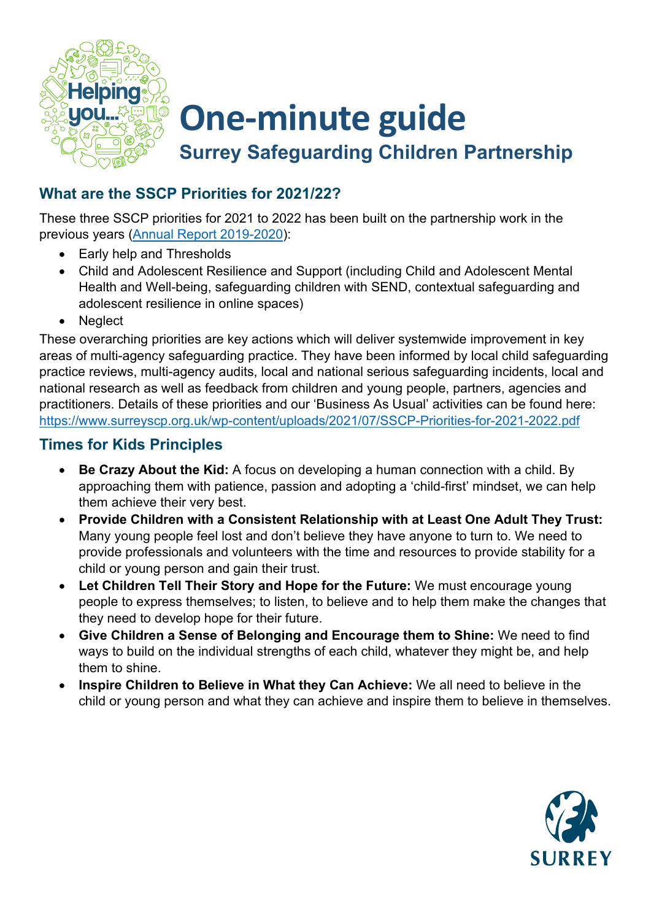# One-minute guide

## Surrey Safeguarding Children Partnership

### What are the SSCP Priorities for 2021/22?

These three SSCP priorities for 2021 to 2022 has been built on the partnership work in the previous years (Annual Report 2019-2020):

- Early help and Thresholds
- Child and Adolescent Resilience and Support (including Child and Adolescent Mental Health and Well-being, safeguarding children with SEND, contextual safeguarding and adolescent resilience in online spaces)
- Neglect

These overarching priorities are key actions which will deliver systemwide improvement in key areas of multi-agency safeguarding practice. They have been informed by local child safeguarding practice reviews, multi-agency audits, local and national serious safeguarding incidents, local and national research as well as feedback from children and young people, partners, agencies and practitioners. Details of these priorities and our 'Business As Usual' activities can be found here: https://www.surreyscp.org.uk/wp-content/uploads/2021/07/SSCP-Priorities-for-2021-2022.pdf

### Times for Kids Principles

- **Be Crazy About the Kid:** A focus on developing a human connection with a child. By approaching them with patience, passion and adopting a 'child-first' mindset, we can help them achieve their very best.
- **Provide Children with a Consistent Relationship with at Least One Adult They Trust:** Many young people feel lost and don't believe they have anyone to turn to. We need to provide professionals and volunteers with the time and resources to provide stability for a child or young person and gain their trust.
- **Let Children Tell Their Story and Hope for the Future:** We must encourage young people to express themselves; to listen, to believe and to help them make the changes that they need to develop hope for their future.
- **Give Children a Sense of Belonging and Encourage them to Shine:** We need to find ways to build on the individual strengths of each child, whatever they might be, and help them to shine.
- **Inspire Children to Believe in What they Can Achieve:** We all need to believe in the child or young person and what they can achieve and inspire them to believe in themselves.